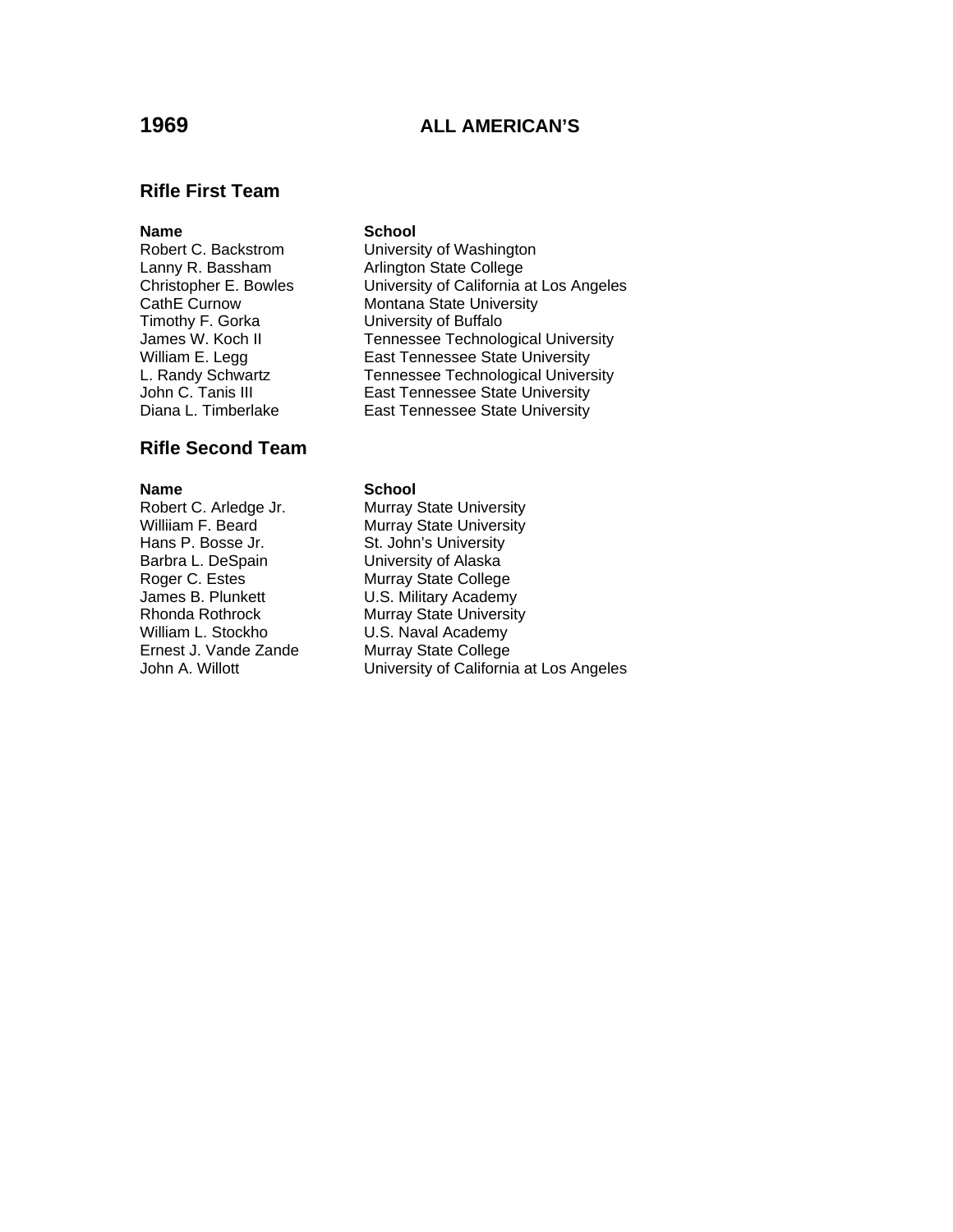# 1969 ALL AMERICAN'S

## Rifle First Team

| Name | School |
|---|---|
| Robert C. Backstrom | University of Washington |
| Lanny R. Bassham | Arlington State College |
| Christopher E. Bowles | University of California at Los Angeles |
| CathE Curnow | Montana State University |
| Timothy F. Gorka | University of Buffalo |
| James W. Koch II | Tennessee Technological University |
| William E. Legg | East Tennessee State University |
| L. Randy Schwartz | Tennessee Technological University |
| John C. Tanis III | East Tennessee State University |
| Diana L. Timberlake | East Tennessee State University |

## Rifle Second Team

| Name | School |
|---|---|
| Robert C. Arledge Jr. | Murray State University |
| Williiam F. Beard | Murray State University |
| Hans P. Bosse Jr. | St. John's University |
| Barbra L. DeSpain | University of Alaska |
| Roger C. Estes | Murray State College |
| James B. Plunkett | U.S. Military Academy |
| Rhonda Rothrock | Murray State University |
| William L. Stockho | U.S. Naval Academy |
| Ernest J. Vande Zande | Murray State College |
| John A. Willott | University of California at Los Angeles |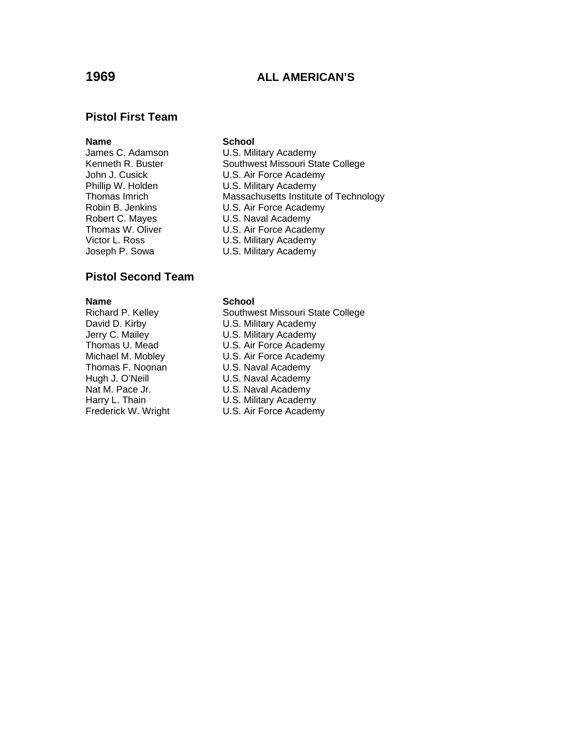# 1969 ALL AMERICAN'S

## Pistol First Team

| Name | School |
|---|---|
| James C. Adamson | U.S. Military Academy |
| Kenneth R. Buster | Southwest Missouri State College |
| John J. Cusick | U.S. Air Force Academy |
| Phillip W. Holden | U.S. Military Academy |
| Thomas Imrich | Massachusetts Institute of Technology |
| Robin B. Jenkins | U.S. Air Force Academy |
| Robert C. Mayes | U.S. Naval Academy |
| Thomas W. Oliver | U.S. Air Force Academy |
| Victor L. Ross | U.S. Military Academy |
| Joseph P. Sowa | U.S. Military Academy |

## Pistol Second Team

| Name | School |
|---|---|
| Richard P. Kelley | Southwest Missouri State College |
| David D. Kirby | U.S. Military Academy |
| Jerry C. Mailey | U.S. Military Academy |
| Thomas U. Mead | U.S. Air Force Academy |
| Michael M. Mobley | U.S. Air Force Academy |
| Thomas F. Noonan | U.S. Naval Academy |
| Hugh J. O'Neill | U.S. Naval Academy |
| Nat M. Pace Jr. | U.S. Naval Academy |
| Harry L. Thain | U.S. Military Academy |
| Frederick W. Wright | U.S. Air Force Academy |